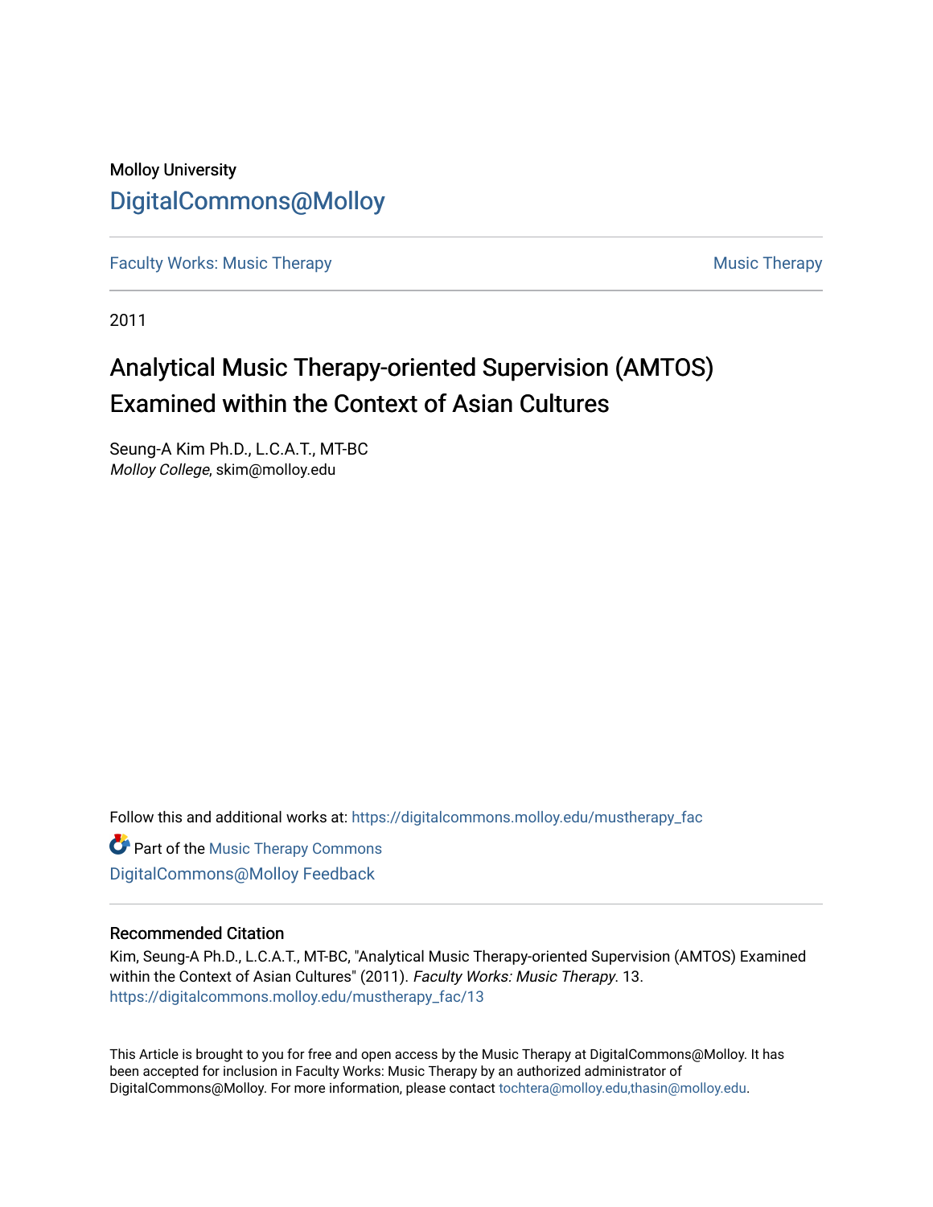Molloy University

DigitalCommons@Molloy

Faculty Works: Music Therapy | Music Therapy

2011

# Analytical Music Therapy-oriented Supervision (AMTOS) Examined within the Context of Asian Cultures

Seung-A Kim Ph.D., L.C.A.T., MT-BC
*Molloy College*, skim@molloy.edu

Follow this and additional works at: https://digitalcommons.molloy.edu/mustherapy_fac

Part of the Music Therapy Commons

DigitalCommons@Molloy Feedback

## Recommended Citation

Kim, Seung-A Ph.D., L.C.A.T., MT-BC, "Analytical Music Therapy-oriented Supervision (AMTOS) Examined within the Context of Asian Cultures" (2011). *Faculty Works: Music Therapy*. 13.
https://digitalcommons.molloy.edu/mustherapy_fac/13

This Article is brought to you for free and open access by the Music Therapy at DigitalCommons@Molloy. It has been accepted for inclusion in Faculty Works: Music Therapy by an authorized administrator of DigitalCommons@Molloy. For more information, please contact tochtera@molloy.edu,thasin@molloy.edu.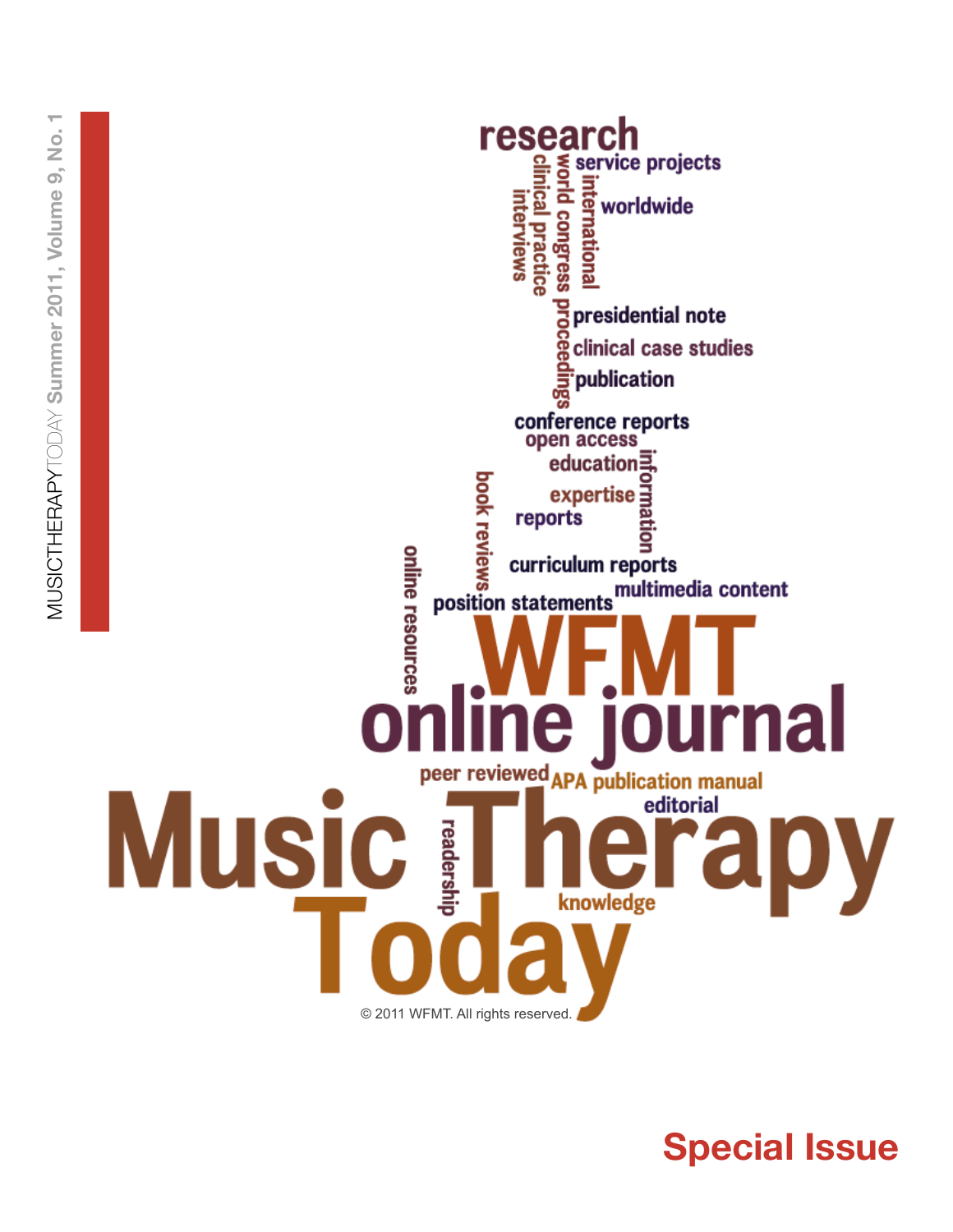MUSICTHERAPYTODAY Summer 2011, Volume 9, No. 1

research
service projects
worldwide
international
world congress proceedings
clinical practice
interviews
presidential note
clinical case studies
publication
conference reports
open access
education
information
expertise
reports
book reviews
curriculum reports
online resources
position statements
multimedia content

# WFMT
# online journal

peer reviewed
APA publication manual
editorial

# Music Therapy
# Today

readership
knowledge

© 2011 WFMT. All rights reserved.

## Special Issue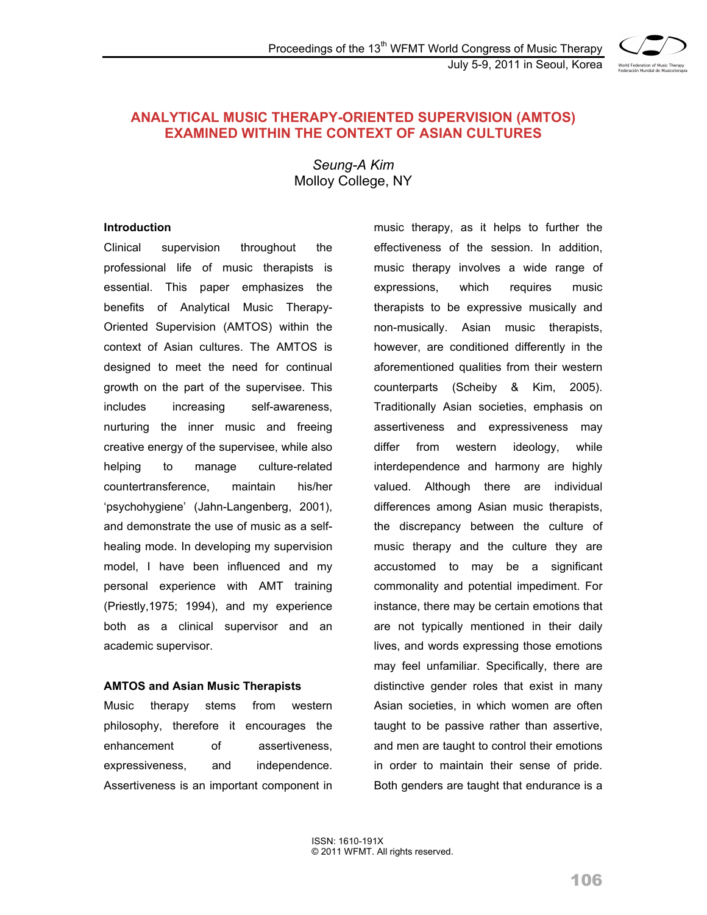# ANALYTICAL MUSIC THERAPY-ORIENTED SUPERVISION (AMTOS) EXAMINED WITHIN THE CONTEXT OF ASIAN CULTURES

*Seung-A Kim*
Molloy College, NY

### Introduction

Clinical supervision throughout the professional life of music therapists is essential. This paper emphasizes the benefits of Analytical Music Therapy-Oriented Supervision (AMTOS) within the context of Asian cultures. The AMTOS is designed to meet the need for continual growth on the part of the supervisee. This includes increasing self-awareness, nurturing the inner music and freeing creative energy of the supervisee, while also helping to manage culture-related countertransference, maintain his/her 'psychohygiene' (Jahn-Langenberg, 2001), and demonstrate the use of music as a self-healing mode. In developing my supervision model, I have been influenced and my personal experience with AMT training (Priestly,1975; 1994), and my experience both as a clinical supervisor and an academic supervisor.

### AMTOS and Asian Music Therapists

Music therapy stems from western philosophy, therefore it encourages the enhancement of assertiveness, expressiveness, and independence. Assertiveness is an important component in music therapy, as it helps to further the effectiveness of the session. In addition, music therapy involves a wide range of expressions, which requires music therapists to be expressive musically and non-musically. Asian music therapists, however, are conditioned differently in the aforementioned qualities from their western counterparts (Scheiby & Kim, 2005). Traditionally Asian societies, emphasis on assertiveness and expressiveness may differ from western ideology, while interdependence and harmony are highly valued. Although there are individual differences among Asian music therapists, the discrepancy between the culture of music therapy and the culture they are accustomed to may be a significant commonality and potential impediment. For instance, there may be certain emotions that are not typically mentioned in their daily lives, and words expressing those emotions may feel unfamiliar. Specifically, there are distinctive gender roles that exist in many Asian societies, in which women are often taught to be passive rather than assertive, and men are taught to control their emotions in order to maintain their sense of pride. Both genders are taught that endurance is a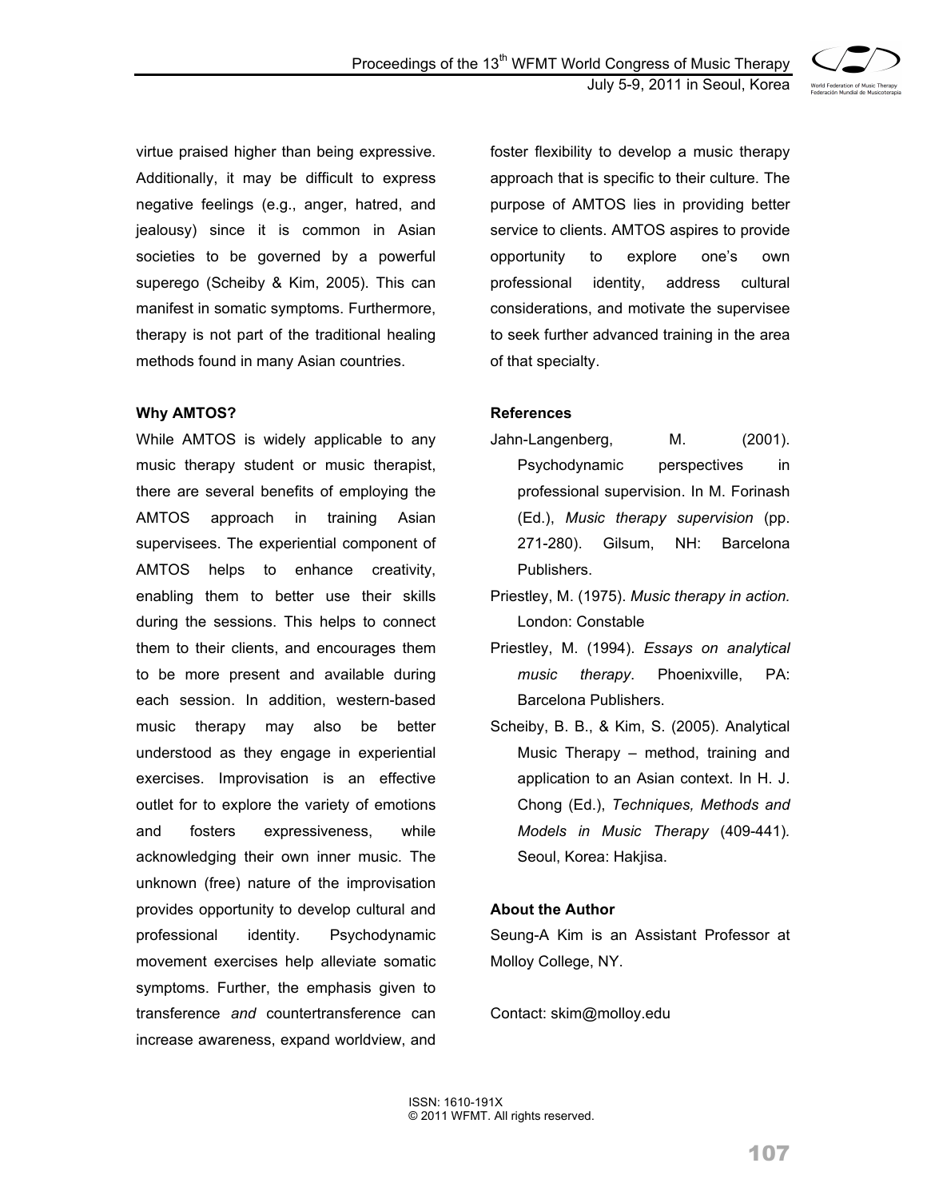virtue praised higher than being expressive. Additionally, it may be difficult to express negative feelings (e.g., anger, hatred, and jealousy) since it is common in Asian societies to be governed by a powerful superego (Scheiby & Kim, 2005). This can manifest in somatic symptoms. Furthermore, therapy is not part of the traditional healing methods found in many Asian countries.

**Why AMTOS?**

While AMTOS is widely applicable to any music therapy student or music therapist, there are several benefits of employing the AMTOS approach in training Asian supervisees. The experiential component of AMTOS helps to enhance creativity, enabling them to better use their skills during the sessions. This helps to connect them to their clients, and encourages them to be more present and available during each session. In addition, western-based music therapy may also be better understood as they engage in experiential exercises. Improvisation is an effective outlet for to explore the variety of emotions and fosters expressiveness, while acknowledging their own inner music. The unknown (free) nature of the improvisation provides opportunity to develop cultural and professional identity. Psychodynamic movement exercises help alleviate somatic symptoms. Further, the emphasis given to transference *and* countertransference can increase awareness, expand worldview, and foster flexibility to develop a music therapy approach that is specific to their culture. The purpose of AMTOS lies in providing better service to clients. AMTOS aspires to provide opportunity to explore one's own professional identity, address cultural considerations, and motivate the supervisee to seek further advanced training in the area of that specialty.

**References**

Jahn-Langenberg, M. (2001). Psychodynamic perspectives in professional supervision. In M. Forinash (Ed.), *Music therapy supervision* (pp. 271-280). Gilsum, NH: Barcelona Publishers.

Priestley, M. (1975). *Music therapy in action.* London: Constable

Priestley, M. (1994). *Essays on analytical music therapy*. Phoenixville, PA: Barcelona Publishers.

Scheiby, B. B., & Kim, S. (2005). Analytical Music Therapy – method, training and application to an Asian context. In H. J. Chong (Ed.), *Techniques, Methods and Models in Music Therapy* (409-441). Seoul, Korea: Hakjisa.

**About the Author**

Seung-A Kim is an Assistant Professor at Molloy College, NY.

Contact: skim@molloy.edu

ISSN: 1610-191X
© 2011 WFMT. All rights reserved.